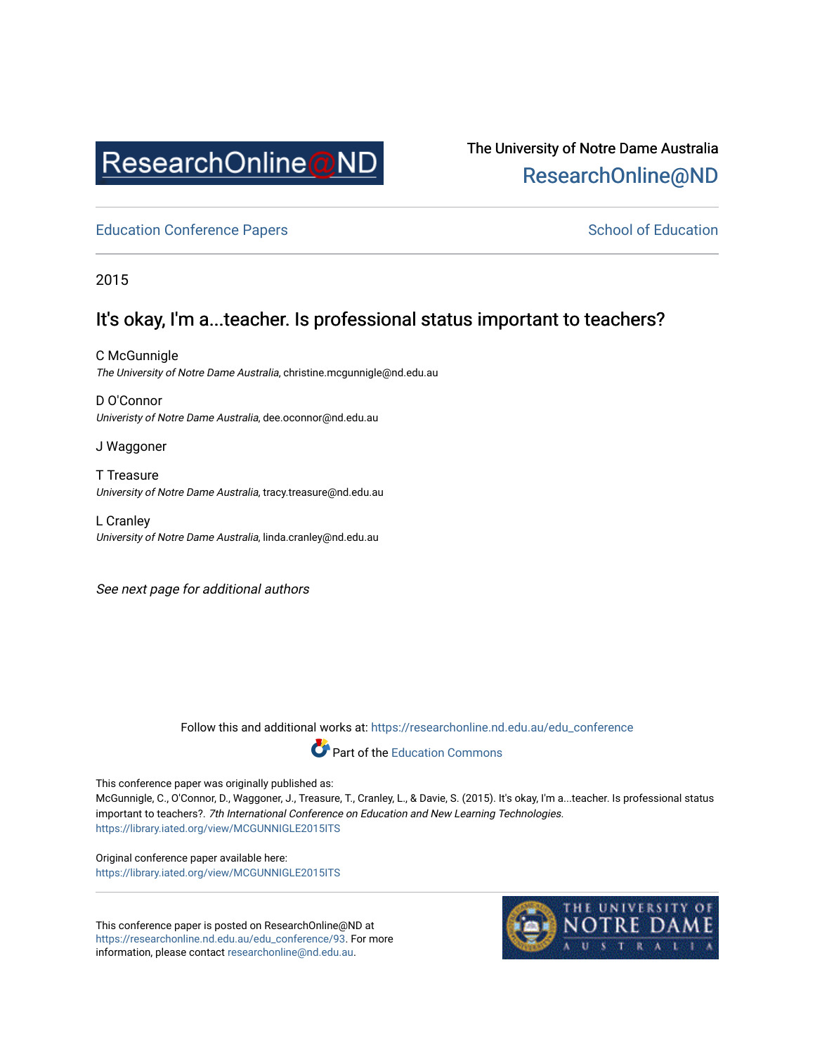ResearchOnline@ND

The University of Notre Dame Australia
ResearchOnline@ND

Education Conference Papers | School of Education

2015

# It's okay, I'm a...teacher. Is professional status important to teachers?

C McGunnigle
*The University of Notre Dame Australia*, christine.mcgunnigle@nd.edu.au

D O'Connor
*Univeristy of Notre Dame Australia*, dee.oconnor@nd.edu.au

J Waggoner

T Treasure
*University of Notre Dame Australia*, tracy.treasure@nd.edu.au

L Cranley
*University of Notre Dame Australia*, linda.cranley@nd.edu.au

*See next page for additional authors*

Follow this and additional works at: https://researchonline.nd.edu.au/edu_conference

Part of the Education Commons

This conference paper was originally published as:
McGunnigle, C., O'Connor, D., Waggoner, J., Treasure, T., Cranley, L., & Davie, S. (2015). It's okay, I'm a...teacher. Is professional status important to teachers?. *7th International Conference on Education and New Learning Technologies*.
https://library.iated.org/view/MCGUNNIGLE2015ITS

Original conference paper available here:
https://library.iated.org/view/MCGUNNIGLE2015ITS

This conference paper is posted on ResearchOnline@ND at https://researchonline.nd.edu.au/edu_conference/93. For more information, please contact researchonline@nd.edu.au.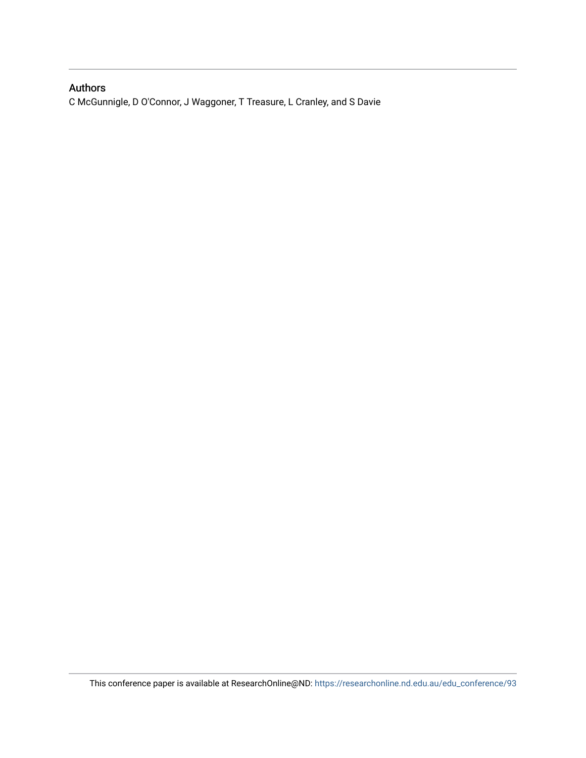## Authors

C McGunnigle, D O'Connor, J Waggoner, T Treasure, L Cranley, and S Davie

This conference paper is available at ResearchOnline@ND: https://researchonline.nd.edu.au/edu_conference/93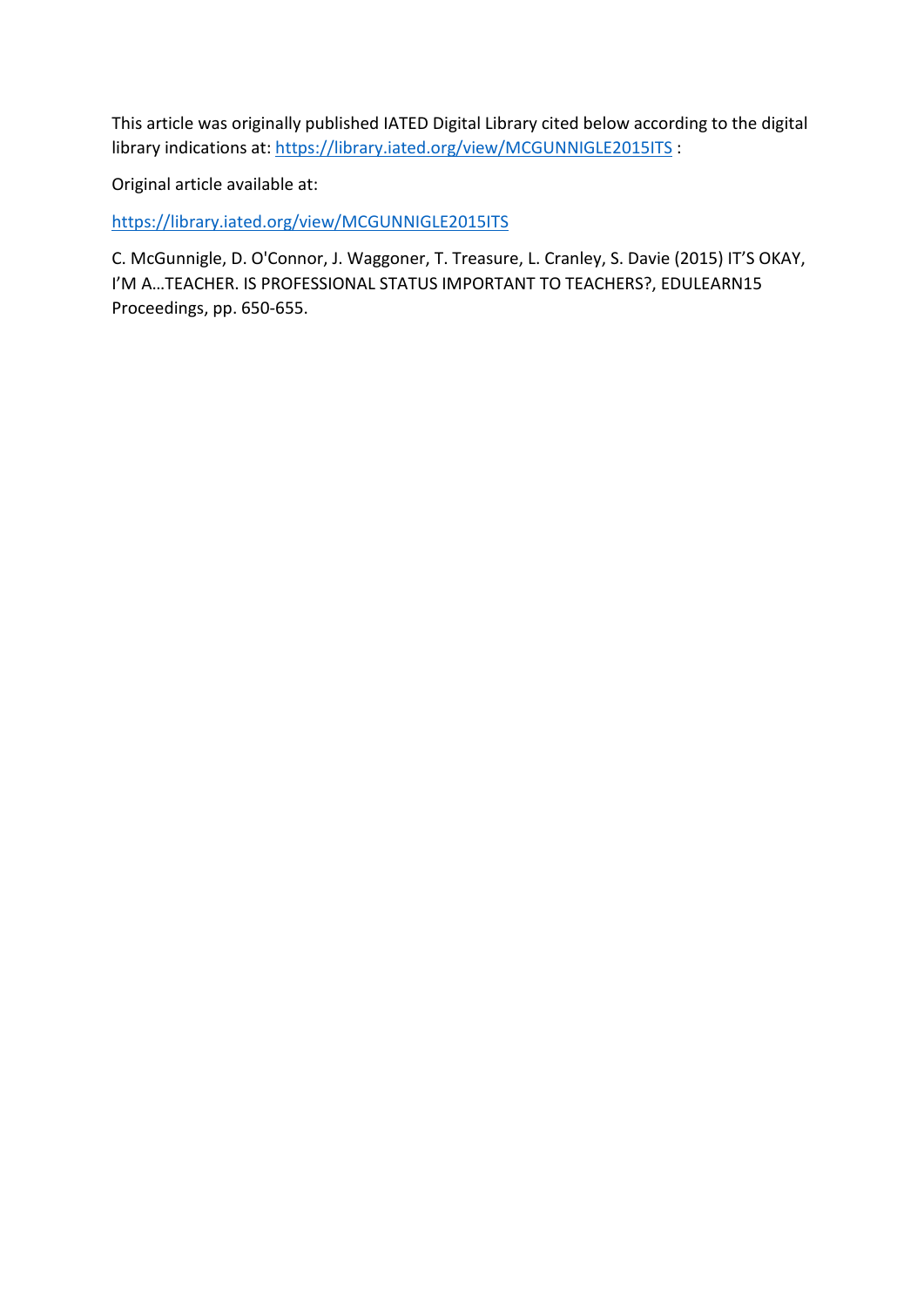This article was originally published IATED Digital Library cited below according to the digital library indications at: https://library.iated.org/view/MCGUNNIGLE2015ITS :

Original article available at:

https://library.iated.org/view/MCGUNNIGLE2015ITS

C. McGunnigle, D. O'Connor, J. Waggoner, T. Treasure, L. Cranley, S. Davie (2015) IT'S OKAY, I'M A…TEACHER. IS PROFESSIONAL STATUS IMPORTANT TO TEACHERS?, EDULEARN15 Proceedings, pp. 650-655.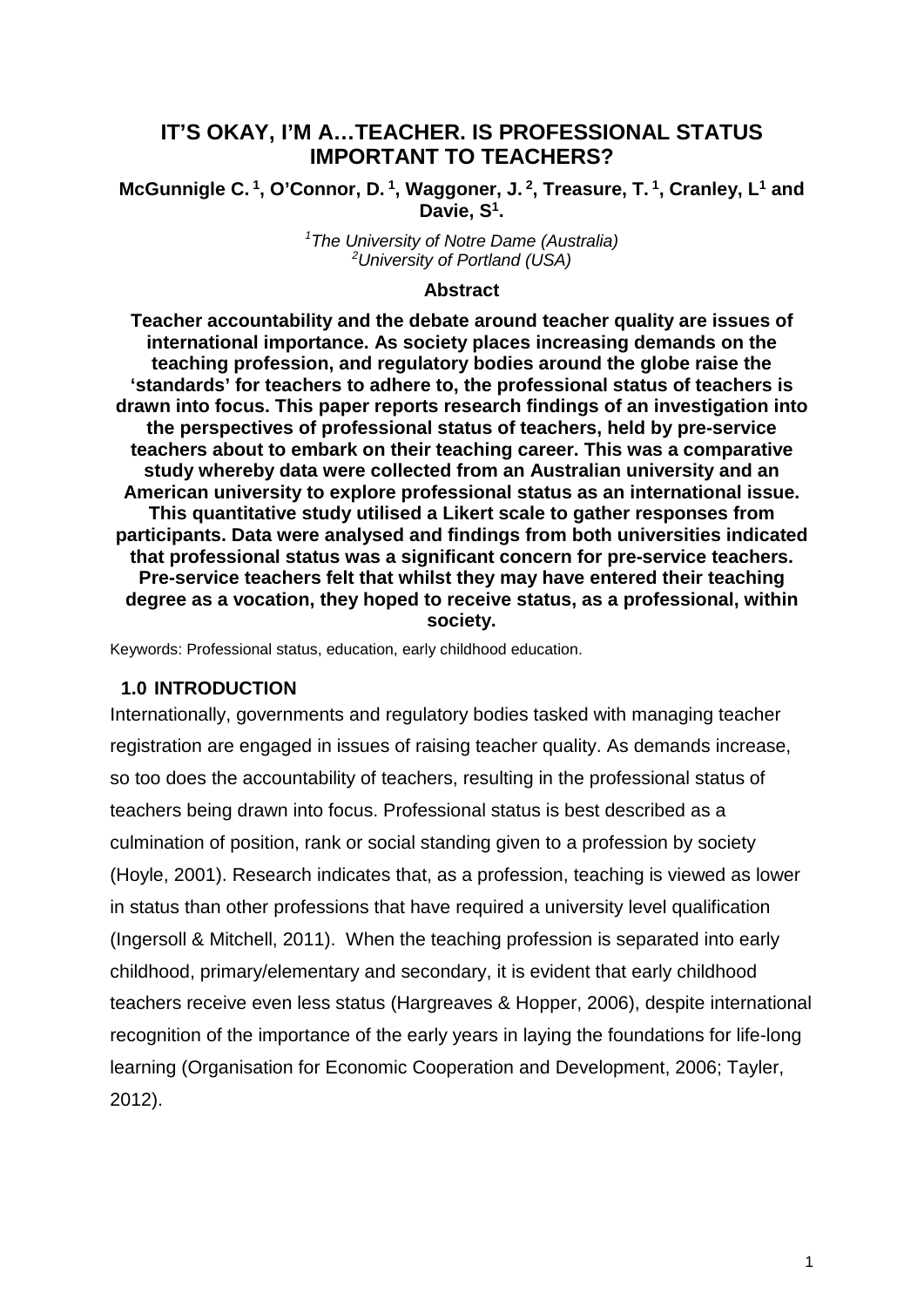# IT'S OKAY, I'M A…TEACHER. IS PROFESSIONAL STATUS IMPORTANT TO TEACHERS?

**McGunnigle C.[1], O'Connor, D.[1], Waggoner, J.[2], Treasure, T.[1], Cranley, L[1] and Davie, S[1].**

[1]*The University of Notre Dame (Australia)*
[2]*University of Portland (USA)*

**Abstract**

**Teacher accountability and the debate around teacher quality are issues of international importance. As society places increasing demands on the teaching profession, and regulatory bodies around the globe raise the 'standards' for teachers to adhere to, the professional status of teachers is drawn into focus. This paper reports research findings of an investigation into the perspectives of professional status of teachers, held by pre-service teachers about to embark on their teaching career. This was a comparative study whereby data were collected from an Australian university and an American university to explore professional status as an international issue. This quantitative study utilised a Likert scale to gather responses from participants. Data were analysed and findings from both universities indicated that professional status was a significant concern for pre-service teachers. Pre-service teachers felt that whilst they may have entered their teaching degree as a vocation, they hoped to receive status, as a professional, within society.**

Keywords: Professional status, education, early childhood education.

## 1.0 INTRODUCTION

Internationally, governments and regulatory bodies tasked with managing teacher registration are engaged in issues of raising teacher quality. As demands increase, so too does the accountability of teachers, resulting in the professional status of teachers being drawn into focus. Professional status is best described as a culmination of position, rank or social standing given to a profession by society (Hoyle, 2001). Research indicates that, as a profession, teaching is viewed as lower in status than other professions that have required a university level qualification (Ingersoll & Mitchell, 2011). When the teaching profession is separated into early childhood, primary/elementary and secondary, it is evident that early childhood teachers receive even less status (Hargreaves & Hopper, 2006), despite international recognition of the importance of the early years in laying the foundations for life-long learning (Organisation for Economic Cooperation and Development, 2006; Tayler, 2012).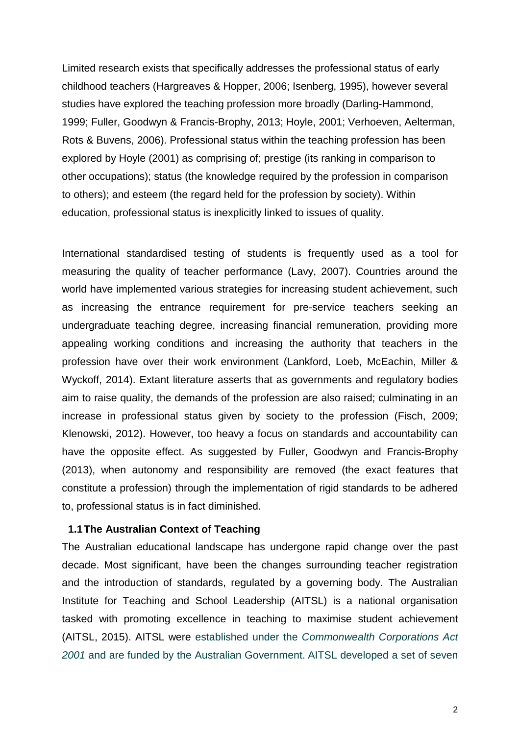Limited research exists that specifically addresses the professional status of early childhood teachers (Hargreaves & Hopper, 2006; Isenberg, 1995), however several studies have explored the teaching profession more broadly (Darling-Hammond, 1999; Fuller, Goodwyn & Francis-Brophy, 2013; Hoyle, 2001; Verhoeven, Aelterman, Rots & Buvens, 2006). Professional status within the teaching profession has been explored by Hoyle (2001) as comprising of; prestige (its ranking in comparison to other occupations); status (the knowledge required by the profession in comparison to others); and esteem (the regard held for the profession by society). Within education, professional status is inexplicitly linked to issues of quality.

International standardised testing of students is frequently used as a tool for measuring the quality of teacher performance (Lavy, 2007). Countries around the world have implemented various strategies for increasing student achievement, such as increasing the entrance requirement for pre-service teachers seeking an undergraduate teaching degree, increasing financial remuneration, providing more appealing working conditions and increasing the authority that teachers in the profession have over their work environment (Lankford, Loeb, McEachin, Miller & Wyckoff, 2014). Extant literature asserts that as governments and regulatory bodies aim to raise quality, the demands of the profession are also raised; culminating in an increase in professional status given by society to the profession (Fisch, 2009; Klenowski, 2012). However, too heavy a focus on standards and accountability can have the opposite effect. As suggested by Fuller, Goodwyn and Francis-Brophy (2013), when autonomy and responsibility are removed (the exact features that constitute a profession) through the implementation of rigid standards to be adhered to, professional status is in fact diminished.

### 1.1 The Australian Context of Teaching

The Australian educational landscape has undergone rapid change over the past decade. Most significant, have been the changes surrounding teacher registration and the introduction of standards, regulated by a governing body. The Australian Institute for Teaching and School Leadership (AITSL) is a national organisation tasked with promoting excellence in teaching to maximise student achievement (AITSL, 2015). AITSL were established under the *Commonwealth Corporations Act 2001* and are funded by the Australian Government. AITSL developed a set of seven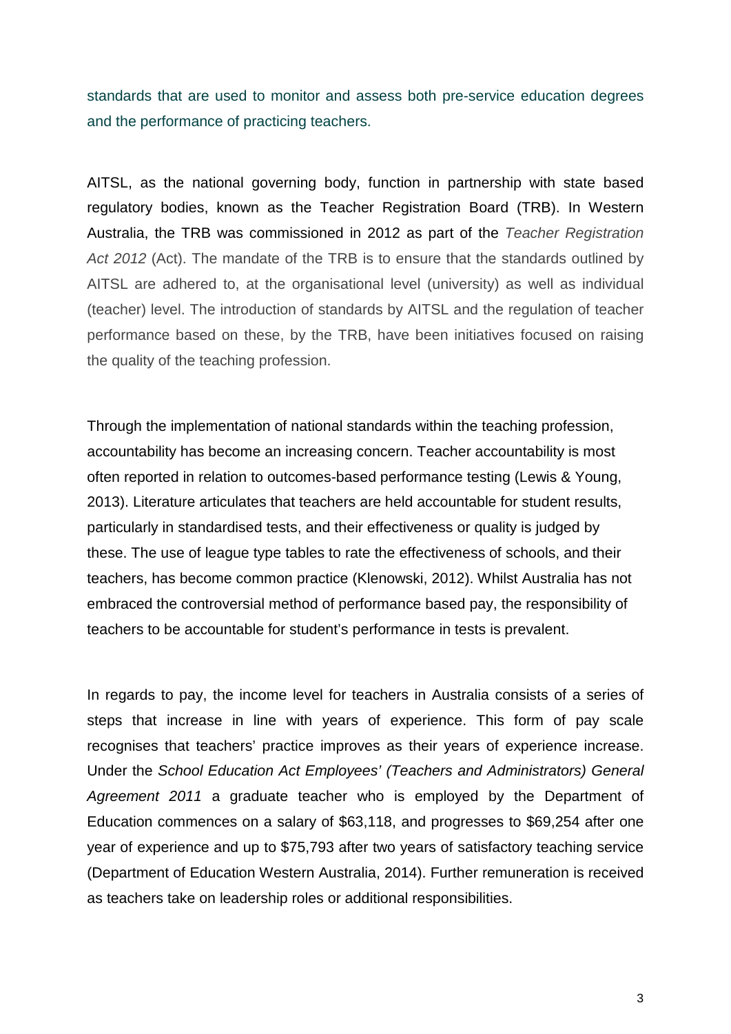standards that are used to monitor and assess both pre-service education degrees and the performance of practicing teachers.

AITSL, as the national governing body, function in partnership with state based regulatory bodies, known as the Teacher Registration Board (TRB). In Western Australia, the TRB was commissioned in 2012 as part of the *Teacher Registration Act 2012* (Act). The mandate of the TRB is to ensure that the standards outlined by AITSL are adhered to, at the organisational level (university) as well as individual (teacher) level. The introduction of standards by AITSL and the regulation of teacher performance based on these, by the TRB, have been initiatives focused on raising the quality of the teaching profession.

Through the implementation of national standards within the teaching profession, accountability has become an increasing concern. Teacher accountability is most often reported in relation to outcomes-based performance testing (Lewis & Young, 2013). Literature articulates that teachers are held accountable for student results, particularly in standardised tests, and their effectiveness or quality is judged by these. The use of league type tables to rate the effectiveness of schools, and their teachers, has become common practice (Klenowski, 2012). Whilst Australia has not embraced the controversial method of performance based pay, the responsibility of teachers to be accountable for student's performance in tests is prevalent.

In regards to pay, the income level for teachers in Australia consists of a series of steps that increase in line with years of experience. This form of pay scale recognises that teachers' practice improves as their years of experience increase. Under the *School Education Act Employees' (Teachers and Administrators) General Agreement 2011* a graduate teacher who is employed by the Department of Education commences on a salary of $63,118, and progresses to $69,254 after one year of experience and up to $75,793 after two years of satisfactory teaching service (Department of Education Western Australia, 2014). Further remuneration is received as teachers take on leadership roles or additional responsibilities.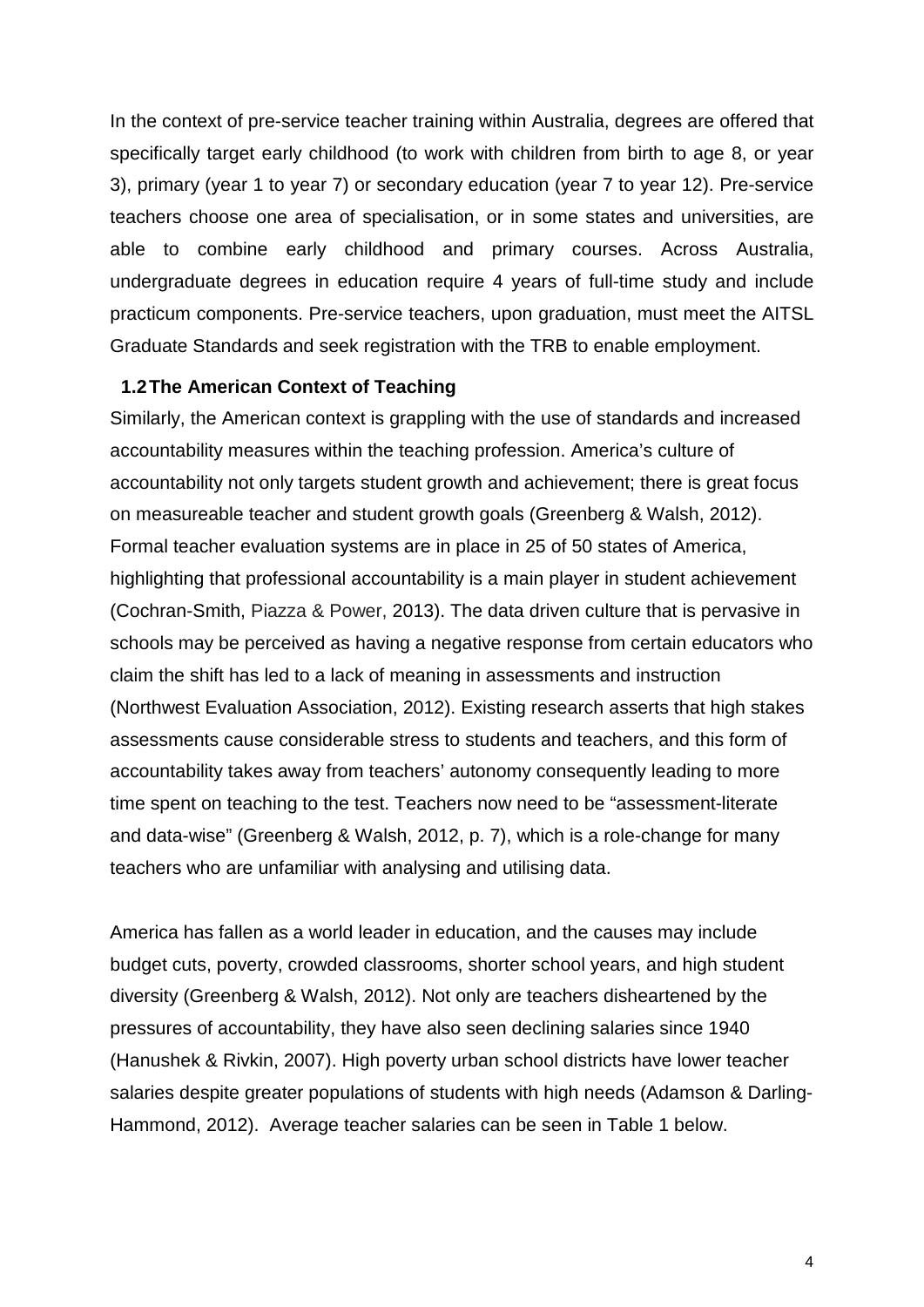In the context of pre-service teacher training within Australia, degrees are offered that specifically target early childhood (to work with children from birth to age 8, or year 3), primary (year 1 to year 7) or secondary education (year 7 to year 12). Pre-service teachers choose one area of specialisation, or in some states and universities, are able to combine early childhood and primary courses. Across Australia, undergraduate degrees in education require 4 years of full-time study and include practicum components. Pre-service teachers, upon graduation, must meet the AITSL Graduate Standards and seek registration with the TRB to enable employment.

## 1.2 The American Context of Teaching

Similarly, the American context is grappling with the use of standards and increased accountability measures within the teaching profession. America's culture of accountability not only targets student growth and achievement; there is great focus on measureable teacher and student growth goals (Greenberg & Walsh, 2012). Formal teacher evaluation systems are in place in 25 of 50 states of America, highlighting that professional accountability is a main player in student achievement (Cochran-Smith, Piazza & Power, 2013). The data driven culture that is pervasive in schools may be perceived as having a negative response from certain educators who claim the shift has led to a lack of meaning in assessments and instruction (Northwest Evaluation Association, 2012). Existing research asserts that high stakes assessments cause considerable stress to students and teachers, and this form of accountability takes away from teachers' autonomy consequently leading to more time spent on teaching to the test. Teachers now need to be "assessment-literate and data-wise" (Greenberg & Walsh, 2012, p. 7), which is a role-change for many teachers who are unfamiliar with analysing and utilising data.

America has fallen as a world leader in education, and the causes may include budget cuts, poverty, crowded classrooms, shorter school years, and high student diversity (Greenberg & Walsh, 2012). Not only are teachers disheartened by the pressures of accountability, they have also seen declining salaries since 1940 (Hanushek & Rivkin, 2007). High poverty urban school districts have lower teacher salaries despite greater populations of students with high needs (Adamson & Darling-Hammond, 2012). Average teacher salaries can be seen in Table 1 below.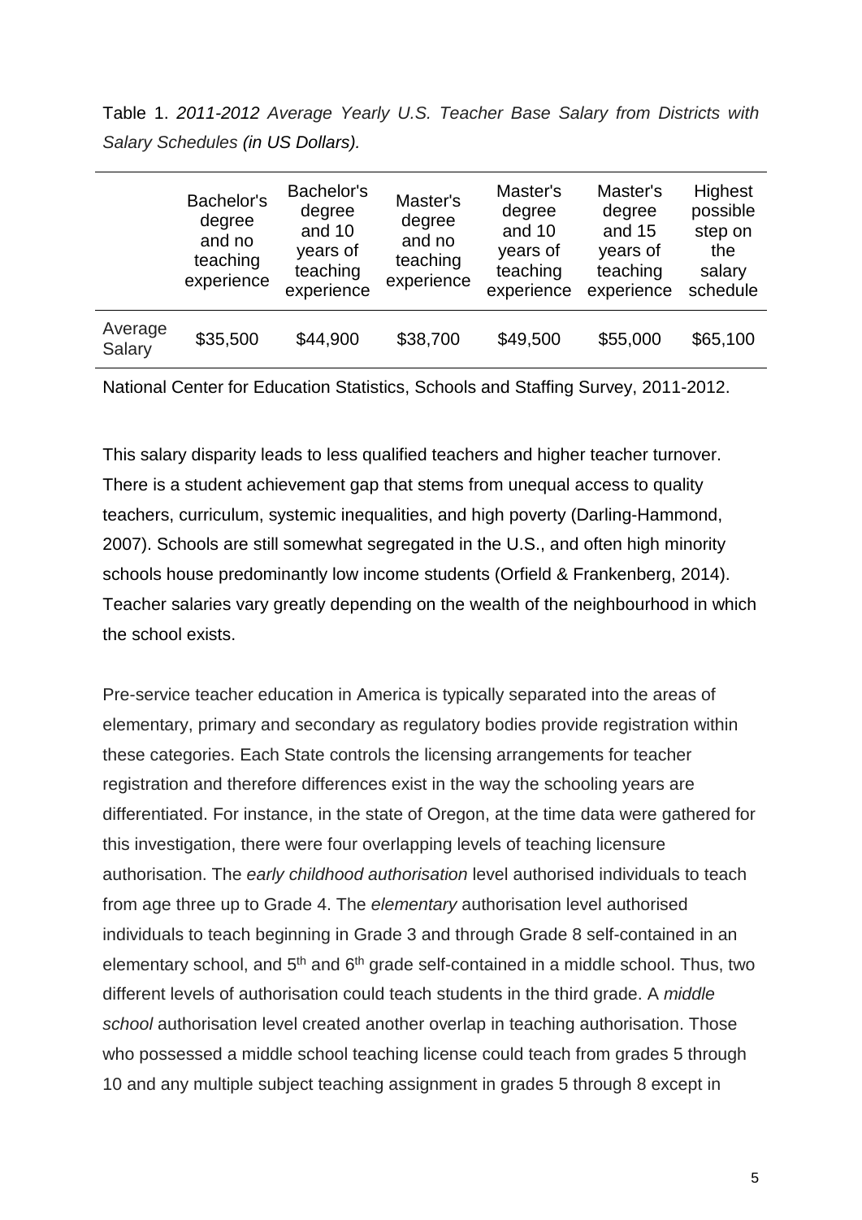Table 1. *2011-2012 Average Yearly U.S. Teacher Base Salary from Districts with Salary Schedules (in US Dollars).*

| | Bachelor's degree and no teaching experience | Bachelor's degree and 10 years of teaching experience | Master's degree and no teaching experience | Master's degree and 10 years of teaching experience | Master's degree and 15 years of teaching experience | Highest possible step on the salary schedule |
|---|---|---|---|---|---|---|
| Average Salary | \$35,500 | \$44,900 | \$38,700 | \$49,500 | \$55,000 | \$65,100 |

National Center for Education Statistics, Schools and Staffing Survey, 2011-2012.

This salary disparity leads to less qualified teachers and higher teacher turnover. There is a student achievement gap that stems from unequal access to quality teachers, curriculum, systemic inequalities, and high poverty (Darling-Hammond, 2007). Schools are still somewhat segregated in the U.S., and often high minority schools house predominantly low income students (Orfield & Frankenberg, 2014). Teacher salaries vary greatly depending on the wealth of the neighbourhood in which the school exists.

Pre-service teacher education in America is typically separated into the areas of elementary, primary and secondary as regulatory bodies provide registration within these categories. Each State controls the licensing arrangements for teacher registration and therefore differences exist in the way the schooling years are differentiated. For instance, in the state of Oregon, at the time data were gathered for this investigation, there were four overlapping levels of teaching licensure authorisation. The *early childhood authorisation* level authorised individuals to teach from age three up to Grade 4. The *elementary* authorisation level authorised individuals to teach beginning in Grade 3 and through Grade 8 self-contained in an elementary school, and 5th and 6th grade self-contained in a middle school. Thus, two different levels of authorisation could teach students in the third grade. A *middle school* authorisation level created another overlap in teaching authorisation. Those who possessed a middle school teaching license could teach from grades 5 through 10 and any multiple subject teaching assignment in grades 5 through 8 except in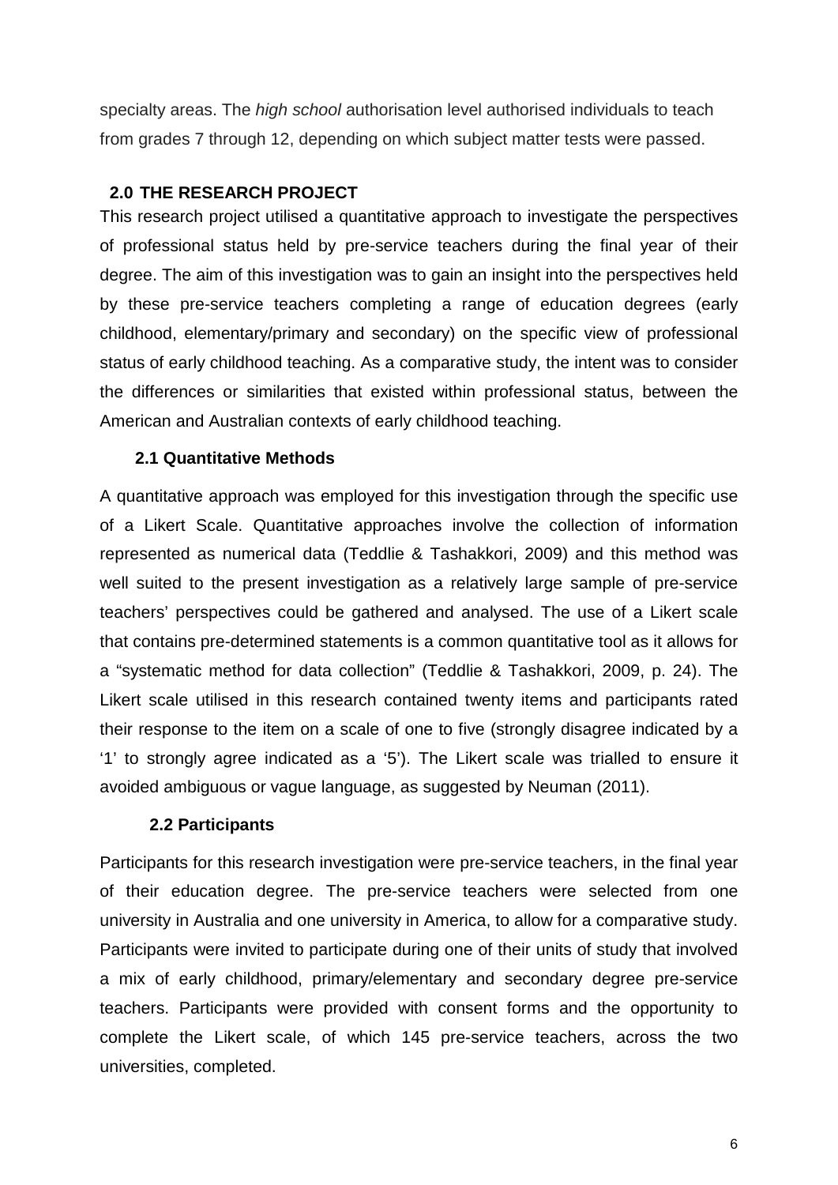specialty areas. The *high school* authorisation level authorised individuals to teach from grades 7 through 12, depending on which subject matter tests were passed.

## 2.0 THE RESEARCH PROJECT

This research project utilised a quantitative approach to investigate the perspectives of professional status held by pre-service teachers during the final year of their degree. The aim of this investigation was to gain an insight into the perspectives held by these pre-service teachers completing a range of education degrees (early childhood, elementary/primary and secondary) on the specific view of professional status of early childhood teaching. As a comparative study, the intent was to consider the differences or similarities that existed within professional status, between the American and Australian contexts of early childhood teaching.

### 2.1 Quantitative Methods

A quantitative approach was employed for this investigation through the specific use of a Likert Scale. Quantitative approaches involve the collection of information represented as numerical data (Teddlie & Tashakkori, 2009) and this method was well suited to the present investigation as a relatively large sample of pre-service teachers' perspectives could be gathered and analysed. The use of a Likert scale that contains pre-determined statements is a common quantitative tool as it allows for a "systematic method for data collection" (Teddlie & Tashakkori, 2009, p. 24). The Likert scale utilised in this research contained twenty items and participants rated their response to the item on a scale of one to five (strongly disagree indicated by a '1' to strongly agree indicated as a '5'). The Likert scale was trialled to ensure it avoided ambiguous or vague language, as suggested by Neuman (2011).

### 2.2 Participants

Participants for this research investigation were pre-service teachers, in the final year of their education degree. The pre-service teachers were selected from one university in Australia and one university in America, to allow for a comparative study. Participants were invited to participate during one of their units of study that involved a mix of early childhood, primary/elementary and secondary degree pre-service teachers. Participants were provided with consent forms and the opportunity to complete the Likert scale, of which 145 pre-service teachers, across the two universities, completed.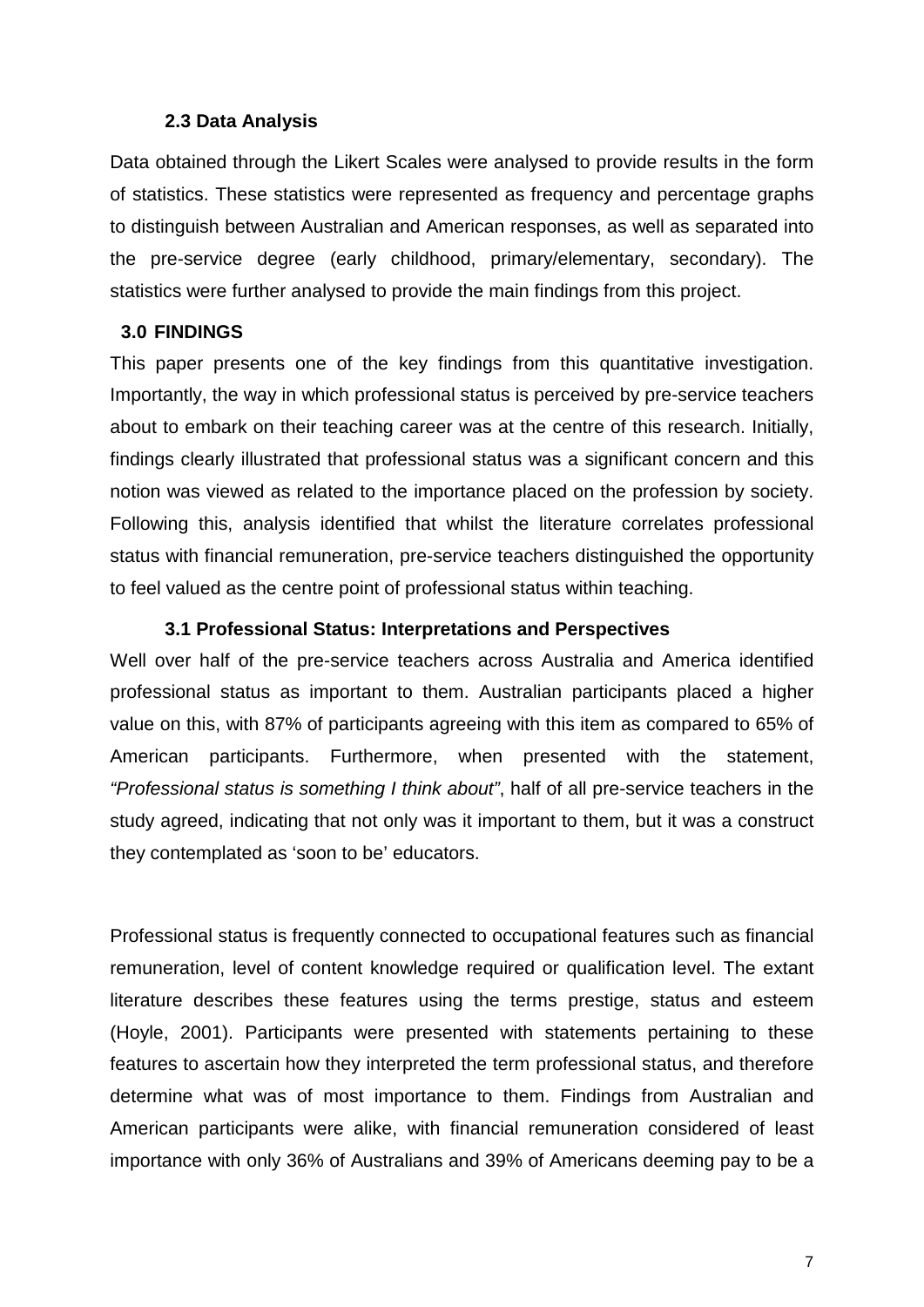### 2.3 Data Analysis

Data obtained through the Likert Scales were analysed to provide results in the form of statistics. These statistics were represented as frequency and percentage graphs to distinguish between Australian and American responses, as well as separated into the pre-service degree (early childhood, primary/elementary, secondary). The statistics were further analysed to provide the main findings from this project.

## 3.0 FINDINGS

This paper presents one of the key findings from this quantitative investigation. Importantly, the way in which professional status is perceived by pre-service teachers about to embark on their teaching career was at the centre of this research. Initially, findings clearly illustrated that professional status was a significant concern and this notion was viewed as related to the importance placed on the profession by society. Following this, analysis identified that whilst the literature correlates professional status with financial remuneration, pre-service teachers distinguished the opportunity to feel valued as the centre point of professional status within teaching.

### 3.1 Professional Status: Interpretations and Perspectives

Well over half of the pre-service teachers across Australia and America identified professional status as important to them. Australian participants placed a higher value on this, with 87% of participants agreeing with this item as compared to 65% of American participants. Furthermore, when presented with the statement, *"Professional status is something I think about"*, half of all pre-service teachers in the study agreed, indicating that not only was it important to them, but it was a construct they contemplated as 'soon to be' educators.

Professional status is frequently connected to occupational features such as financial remuneration, level of content knowledge required or qualification level. The extant literature describes these features using the terms prestige, status and esteem (Hoyle, 2001). Participants were presented with statements pertaining to these features to ascertain how they interpreted the term professional status, and therefore determine what was of most importance to them. Findings from Australian and American participants were alike, with financial remuneration considered of least importance with only 36% of Australians and 39% of Americans deeming pay to be a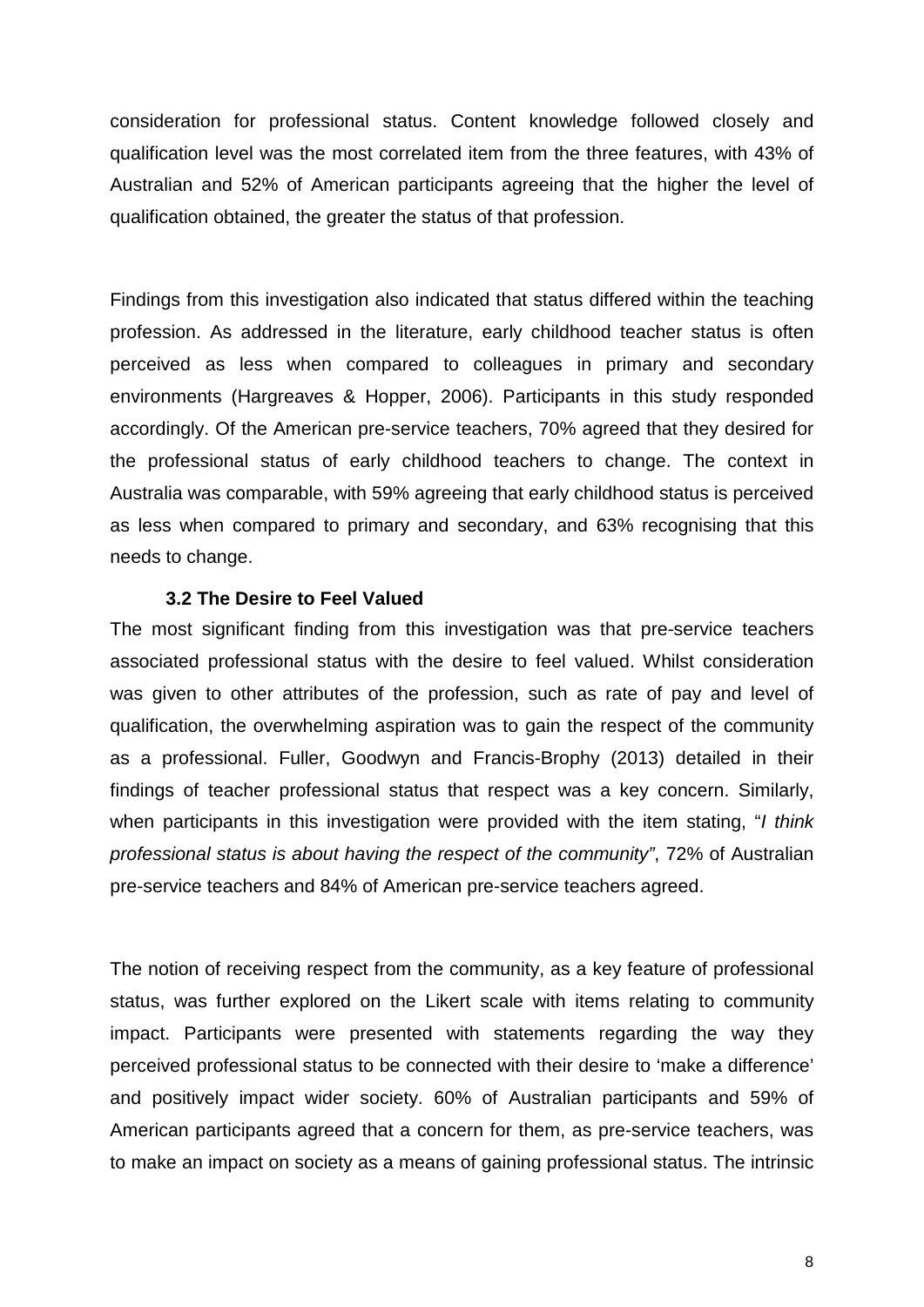consideration for professional status. Content knowledge followed closely and qualification level was the most correlated item from the three features, with 43% of Australian and 52% of American participants agreeing that the higher the level of qualification obtained, the greater the status of that profession.

Findings from this investigation also indicated that status differed within the teaching profession. As addressed in the literature, early childhood teacher status is often perceived as less when compared to colleagues in primary and secondary environments (Hargreaves & Hopper, 2006). Participants in this study responded accordingly. Of the American pre-service teachers, 70% agreed that they desired for the professional status of early childhood teachers to change. The context in Australia was comparable, with 59% agreeing that early childhood status is perceived as less when compared to primary and secondary, and 63% recognising that this needs to change.

### 3.2 The Desire to Feel Valued

The most significant finding from this investigation was that pre-service teachers associated professional status with the desire to feel valued. Whilst consideration was given to other attributes of the profession, such as rate of pay and level of qualification, the overwhelming aspiration was to gain the respect of the community as a professional. Fuller, Goodwyn and Francis-Brophy (2013) detailed in their findings of teacher professional status that respect was a key concern. Similarly, when participants in this investigation were provided with the item stating, "*I think professional status is about having the respect of the community*", 72% of Australian pre-service teachers and 84% of American pre-service teachers agreed.

The notion of receiving respect from the community, as a key feature of professional status, was further explored on the Likert scale with items relating to community impact. Participants were presented with statements regarding the way they perceived professional status to be connected with their desire to 'make a difference' and positively impact wider society. 60% of Australian participants and 59% of American participants agreed that a concern for them, as pre-service teachers, was to make an impact on society as a means of gaining professional status. The intrinsic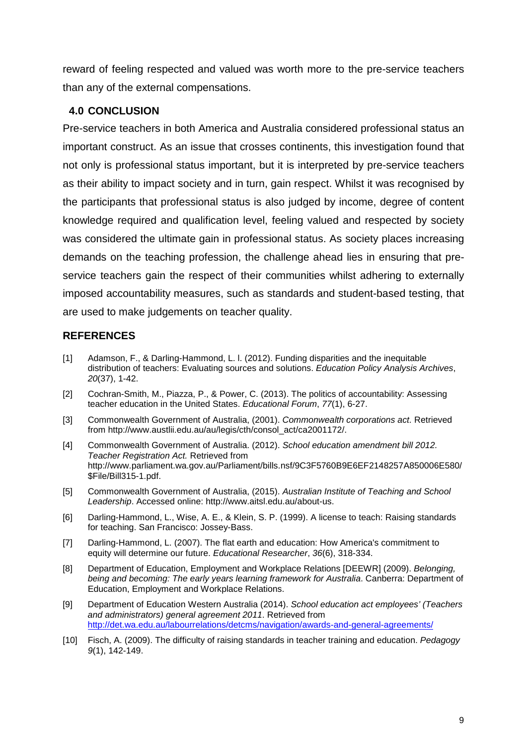reward of feeling respected and valued was worth more to the pre-service teachers than any of the external compensations.

## 4.0 CONCLUSION

Pre-service teachers in both America and Australia considered professional status an important construct. As an issue that crosses continents, this investigation found that not only is professional status important, but it is interpreted by pre-service teachers as their ability to impact society and in turn, gain respect. Whilst it was recognised by the participants that professional status is also judged by income, degree of content knowledge required and qualification level, feeling valued and respected by society was considered the ultimate gain in professional status. As society places increasing demands on the teaching profession, the challenge ahead lies in ensuring that pre-service teachers gain the respect of their communities whilst adhering to externally imposed accountability measures, such as standards and student-based testing, that are used to make judgements on teacher quality.

## REFERENCES

[1] Adamson, F., & Darling-Hammond, L. l. (2012). Funding disparities and the inequitable distribution of teachers: Evaluating sources and solutions. *Education Policy Analysis Archives*, *20*(37), 1-42.

[2] Cochran-Smith, M., Piazza, P., & Power, C. (2013). The politics of accountability: Assessing teacher education in the United States. *Educational Forum*, *77*(1), 6-27.

[3] Commonwealth Government of Australia, (2001). *Commonwealth corporations act.* Retrieved from http://www.austlii.edu.au/au/legis/cth/consol_act/ca2001172/.

[4] Commonwealth Government of Australia. (2012). *School education amendment bill 2012. Teacher Registration Act.* Retrieved from http://www.parliament.wa.gov.au/Parliament/bills.nsf/9C3F5760B9E6EF2148257A850006E580/$File/Bill315-1.pdf.

[5] Commonwealth Government of Australia, (2015). *Australian Institute of Teaching and School Leadership*. Accessed online: http://www.aitsl.edu.au/about-us.

[6] Darling-Hammond, L., Wise, A. E., & Klein, S. P. (1999). A license to teach: Raising standards for teaching. San Francisco: Jossey-Bass.

[7] Darling-Hammond, L. (2007). The flat earth and education: How America's commitment to equity will determine our future. *Educational Researcher*, *36*(6), 318-334.

[8] Department of Education, Employment and Workplace Relations [DEEWR] (2009). *Belonging, being and becoming: The early years learning framework for Australia*. Canberra: Department of Education, Employment and Workplace Relations.

[9] Department of Education Western Australia (2014). *School education act employees' (Teachers and administrators) general agreement 2011*. Retrieved from http://det.wa.edu.au/labourrelations/detcms/navigation/awards-and-general-agreements/

[10] Fisch, A. (2009). The difficulty of raising standards in teacher training and education. *Pedagogy* *9*(1), 142-149.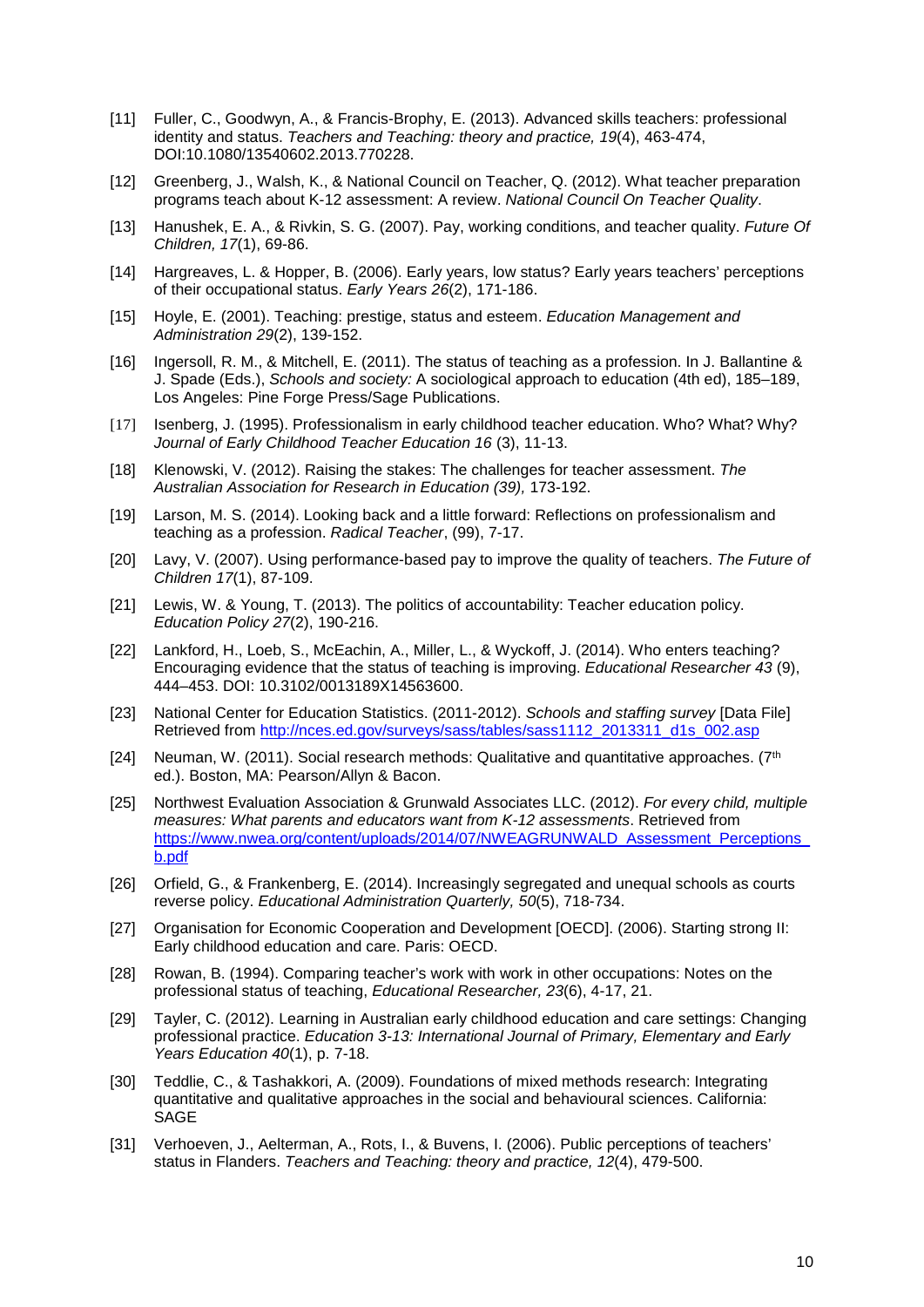[11] Fuller, C., Goodwyn, A., & Francis-Brophy, E. (2013). Advanced skills teachers: professional identity and status. *Teachers and Teaching: theory and practice, 19*(4), 463-474, DOI:10.1080/13540602.2013.770228.

[12] Greenberg, J., Walsh, K., & National Council on Teacher, Q. (2012). What teacher preparation programs teach about K-12 assessment: A review. *National Council On Teacher Quality*.

[13] Hanushek, E. A., & Rivkin, S. G. (2007). Pay, working conditions, and teacher quality. *Future Of Children, 17*(1), 69-86.

[14] Hargreaves, L. & Hopper, B. (2006). Early years, low status? Early years teachers' perceptions of their occupational status. *Early Years 26*(2), 171-186.

[15] Hoyle, E. (2001). Teaching: prestige, status and esteem. *Education Management and Administration 29*(2), 139-152.

[16] Ingersoll, R. M., & Mitchell, E. (2011). The status of teaching as a profession. In J. Ballantine & J. Spade (Eds.), *Schools and society:* A sociological approach to education (4th ed), 185–189, Los Angeles: Pine Forge Press/Sage Publications.

[17] Isenberg, J. (1995). Professionalism in early childhood teacher education. Who? What? Why? *Journal of Early Childhood Teacher Education 16* (3), 11-13.

[18] Klenowski, V. (2012). Raising the stakes: The challenges for teacher assessment. *The Australian Association for Research in Education (39),* 173-192.

[19] Larson, M. S. (2014). Looking back and a little forward: Reflections on professionalism and teaching as a profession. *Radical Teacher*, (99), 7-17.

[20] Lavy, V. (2007). Using performance-based pay to improve the quality of teachers. *The Future of Children 17*(1), 87-109.

[21] Lewis, W. & Young, T. (2013). The politics of accountability: Teacher education policy. *Education Policy 27*(2), 190-216.

[22] Lankford, H., Loeb, S., McEachin, A., Miller, L., & Wyckoff, J. (2014). Who enters teaching? Encouraging evidence that the status of teaching is improving. *Educational Researcher 43* (9), 444–453. DOI: 10.3102/0013189X14563600.

[23] National Center for Education Statistics. (2011-2012). *Schools and staffing survey* [Data File] Retrieved from http://nces.ed.gov/surveys/sass/tables/sass1112_2013311_d1s_002.asp

[24] Neuman, W. (2011). Social research methods: Qualitative and quantitative approaches. (7th ed.). Boston, MA: Pearson/Allyn & Bacon.

[25] Northwest Evaluation Association & Grunwald Associates LLC. (2012). *For every child, multiple measures: What parents and educators want from K-12 assessments*. Retrieved from https://www.nwea.org/content/uploads/2014/07/NWEAGRUNWALD_Assessment_Perceptions_b.pdf

[26] Orfield, G., & Frankenberg, E. (2014). Increasingly segregated and unequal schools as courts reverse policy. *Educational Administration Quarterly, 50*(5), 718-734.

[27] Organisation for Economic Cooperation and Development [OECD]. (2006). Starting strong II: Early childhood education and care. Paris: OECD.

[28] Rowan, B. (1994). Comparing teacher's work with work in other occupations: Notes on the professional status of teaching, *Educational Researcher, 23*(6), 4-17, 21.

[29] Tayler, C. (2012). Learning in Australian early childhood education and care settings: Changing professional practice. *Education 3-13: International Journal of Primary, Elementary and Early Years Education 40*(1), p. 7-18.

[30] Teddlie, C., & Tashakkori, A. (2009). Foundations of mixed methods research: Integrating quantitative and qualitative approaches in the social and behavioural sciences. California: SAGE

[31] Verhoeven, J., Aelterman, A., Rots, I., & Buvens, I. (2006). Public perceptions of teachers' status in Flanders. *Teachers and Teaching: theory and practice, 12*(4), 479-500.